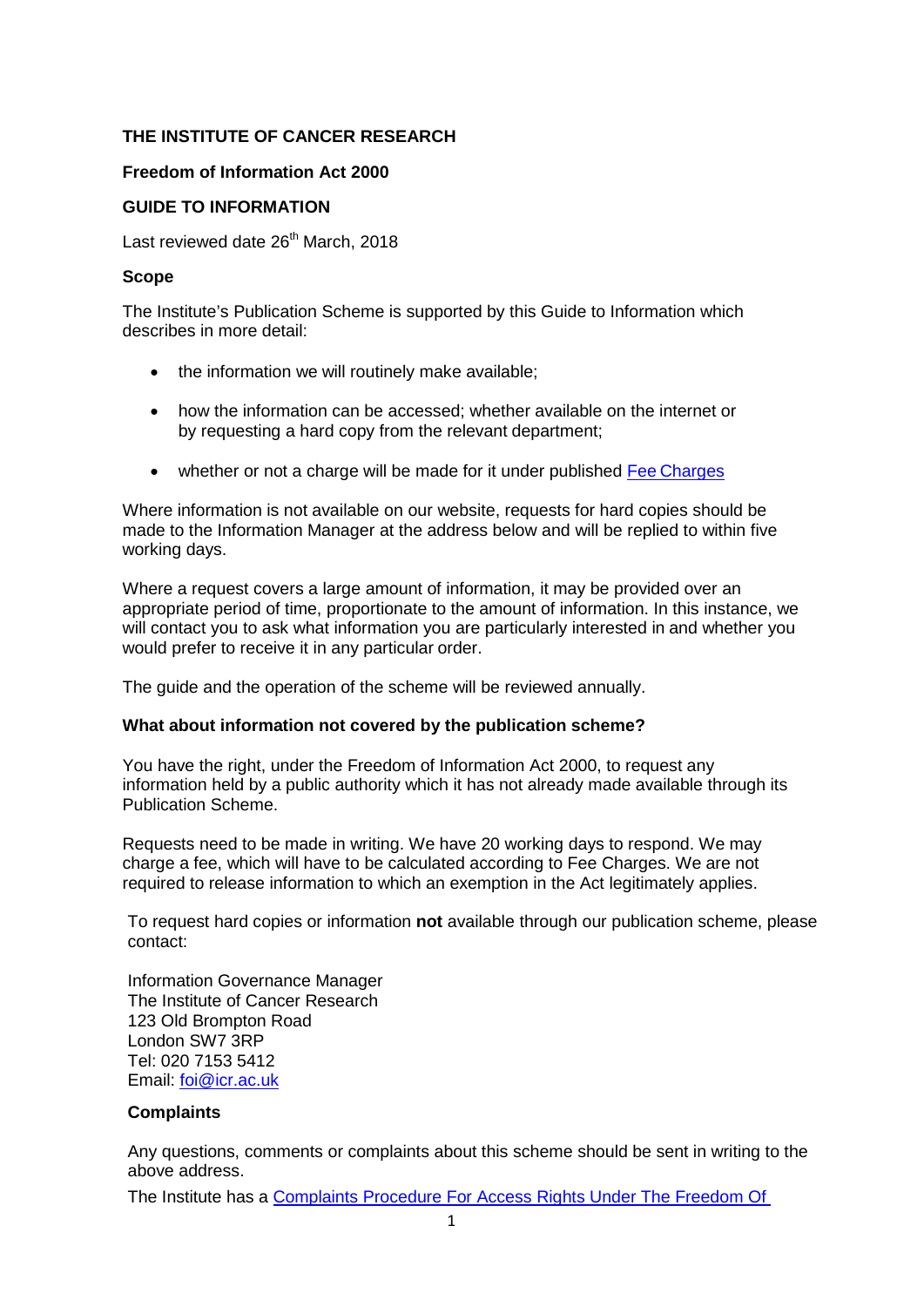**THE INSTITUTE OF CANCER RESEARCH**

**Freedom of Information Act 2000**

**GUIDE TO INFORMATION**

Last reviewed date 26th March, 2018

**Scope**

The Institute's Publication Scheme is supported by this Guide to Information which describes in more detail:

- the information we will routinely make available;
- how the information can be accessed; whether available on the internet or by requesting a hard copy from the relevant department;
- whether or not a charge will be made for it under published Fee Charges

Where information is not available on our website, requests for hard copies should be made to the Information Manager at the address below and will be replied to within five working days.

Where a request covers a large amount of information, it may be provided over an appropriate period of time, proportionate to the amount of information. In this instance, we will contact you to ask what information you are particularly interested in and whether you would prefer to receive it in any particular order.

The guide and the operation of the scheme will be reviewed annually.

**What about information not covered by the publication scheme?**

You have the right, under the Freedom of Information Act 2000, to request any information held by a public authority which it has not already made available through its Publication Scheme.

Requests need to be made in writing. We have 20 working days to respond. We may charge a fee, which will have to be calculated according to Fee Charges. We are not required to release information to which an exemption in the Act legitimately applies.

To request hard copies or information **not** available through our publication scheme, please contact:

Information Governance Manager
The Institute of Cancer Research
123 Old Brompton Road
London SW7 3RP
Tel: 020 7153 5412
Email: foi@icr.ac.uk

**Complaints**

Any questions, comments or complaints about this scheme should be sent in writing to the above address.

The Institute has a Complaints Procedure For Access Rights Under The Freedom Of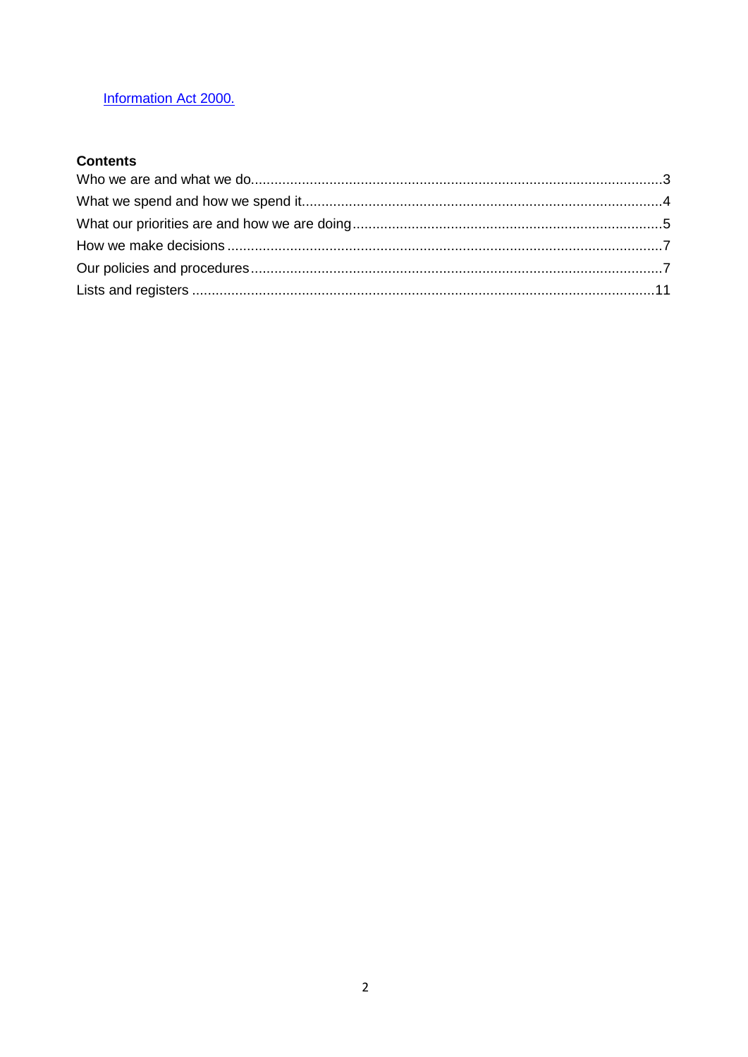[Information Act 2000.]

**Contents**

Who we are and what we do..........................................................................................................3
What we spend and how we spend it...........................................................................................4
What our priorities are and how we are doing..............................................................................5
How we make decisions ..............................................................................................................7
Our policies and procedures........................................................................................................7
Lists and registers .....................................................................................................................11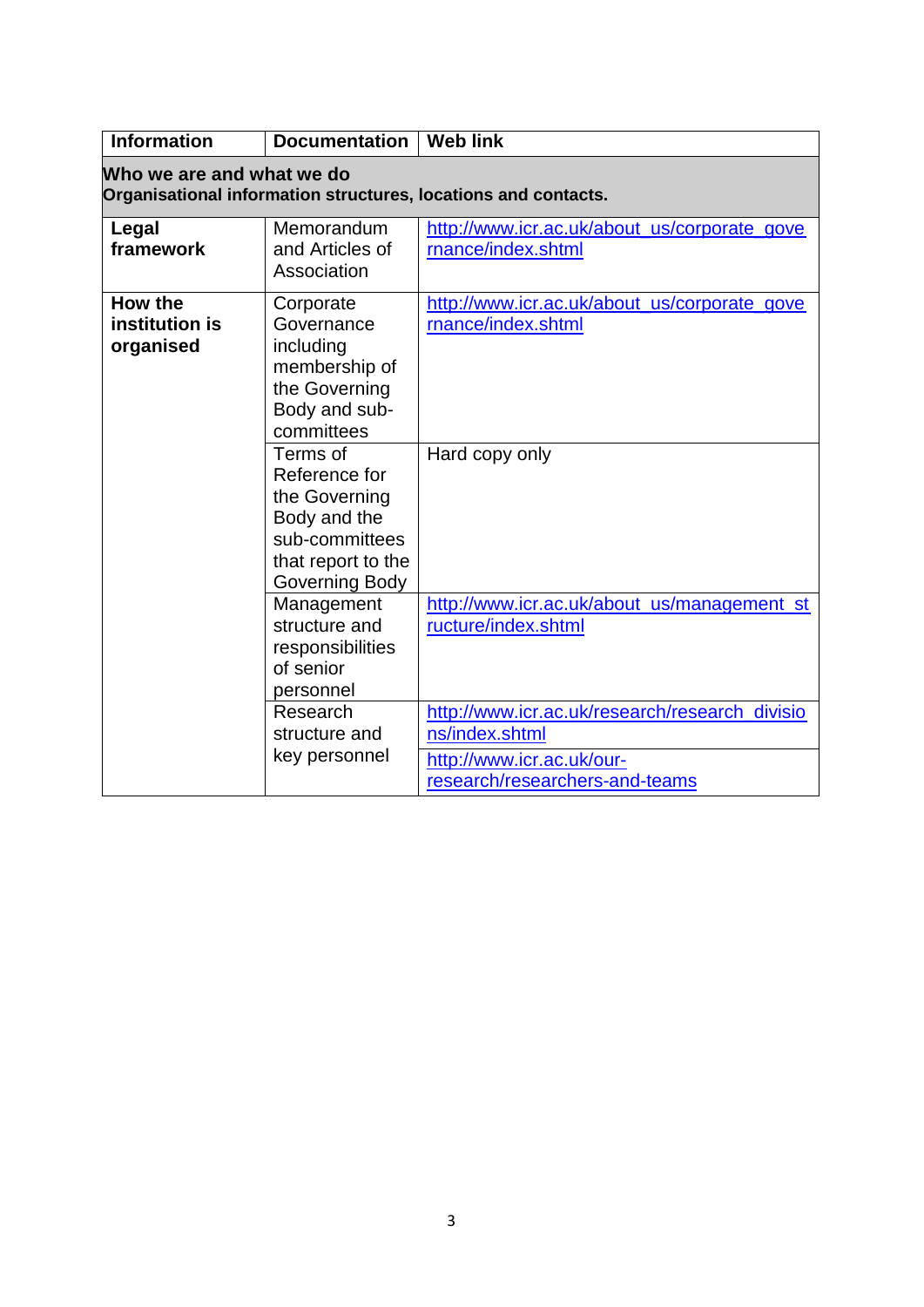| Information | Documentation | Web link |
|---|---|---|
| **Who we are and what we do**<br>**Organisational information structures, locations and contacts.** | | |
| **Legal framework** | Memorandum and Articles of Association | http://www.icr.ac.uk/about_us/corporate_governance/index.shtml |
| **How the institution is organised** | Corporate Governance including membership of the Governing Body and sub-committees | http://www.icr.ac.uk/about_us/corporate_governance/index.shtml |
| | Terms of Reference for the Governing Body and the sub-committees that report to the Governing Body | Hard copy only |
| | Management structure and responsibilities of senior personnel | http://www.icr.ac.uk/about_us/management_structure/index.shtml |
| | Research structure and key personnel | http://www.icr.ac.uk/research/research_divisions/index.shtml<br>http://www.icr.ac.uk/our-research/researchers-and-teams |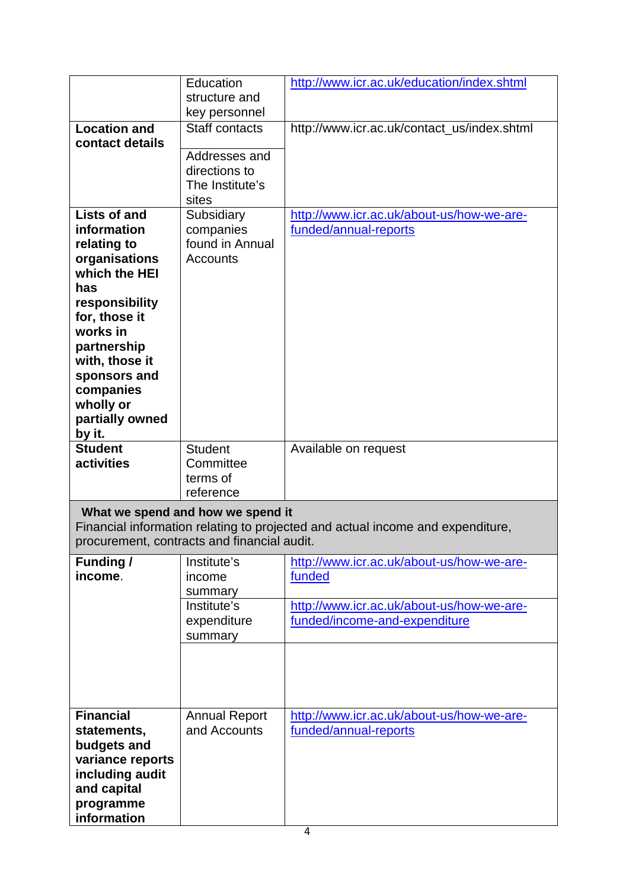| | | |
|---|---|---|
| | Education structure and key personnel | http://www.icr.ac.uk/education/index.shtml |
| **Location and contact details** | Staff contacts | http://www.icr.ac.uk/contact_us/index.shtml |
| | Addresses and directions to The Institute's sites | |
| **Lists of and information relating to organisations which the HEI has responsibility for, those it works in partnership with, those it sponsors and companies wholly or partially owned by it.** | Subsidiary companies found in Annual Accounts | http://www.icr.ac.uk/about-us/how-we-are-funded/annual-reports |
| **Student activities** | Student Committee terms of reference | Available on request |

| | | |
|---|---|---|
| **What we spend and how we spend it**<br>Financial information relating to projected and actual income and expenditure, procurement, contracts and financial audit. | | |
| **Funding / income**. | Institute's income summary | http://www.icr.ac.uk/about-us/how-we-are-funded |
| | Institute's expenditure summary | http://www.icr.ac.uk/about-us/how-we-are-funded/income-and-expenditure |
| | | |
| **Financial statements, budgets and variance reports including audit and capital programme information** | Annual Report and Accounts | http://www.icr.ac.uk/about-us/how-we-are-funded/annual-reports |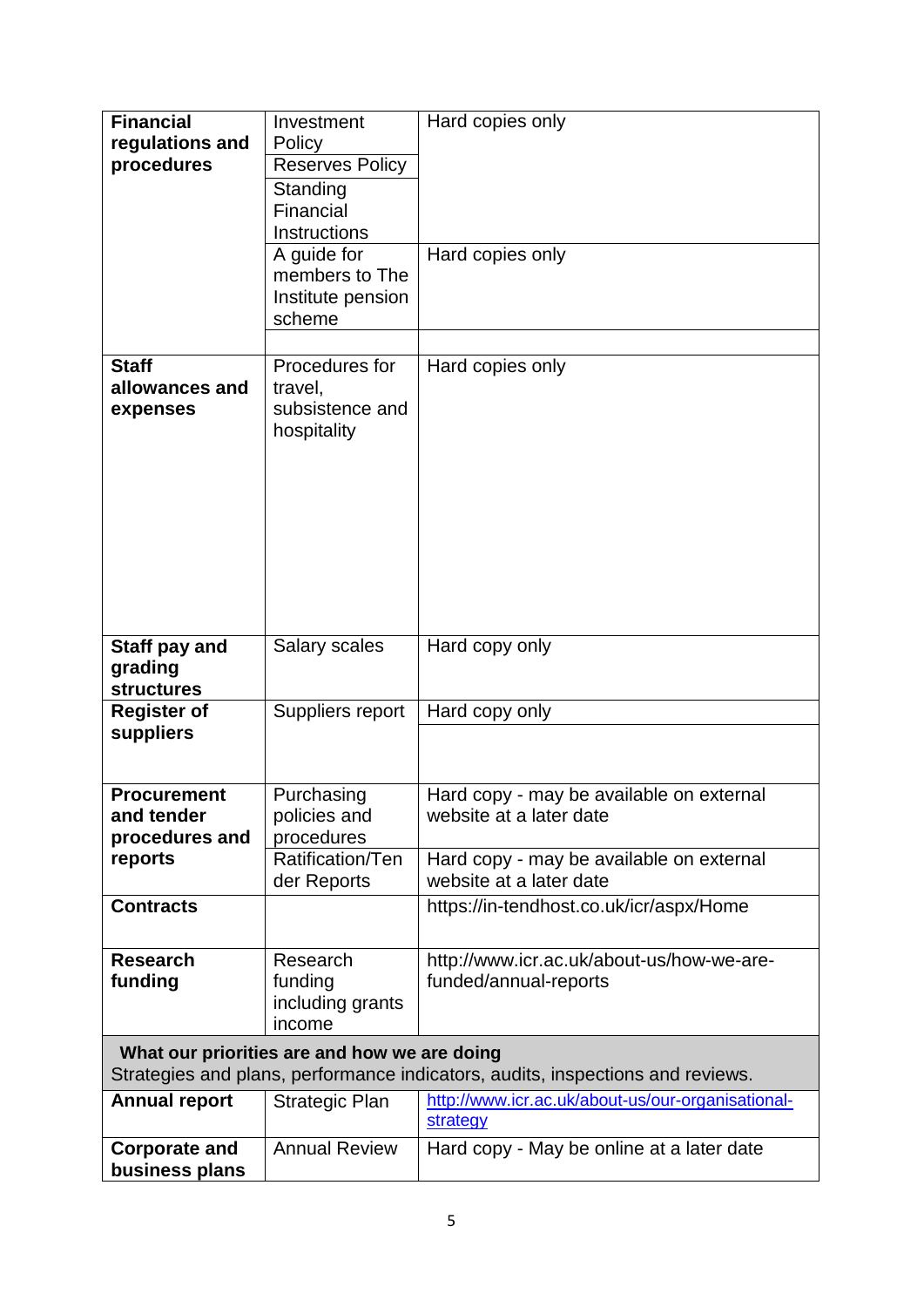| | | |
|---|---|---|
| **Financial regulations and procedures** | Investment Policy | Hard copies only |
| | Reserves Policy | |
| | Standing Financial Instructions | |
| | A guide for members to The Institute pension scheme | Hard copies only |
| | | |
| **Staff allowances and expenses** | Procedures for travel, subsistence and hospitality | Hard copies only |
| **Staff pay and grading structures** | Salary scales | Hard copy only |
| **Register of suppliers** | Suppliers report | Hard copy only |
| | | |
| **Procurement and tender procedures and reports** | Purchasing policies and procedures | Hard copy - may be available on external website at a later date |
| | Ratification/Tender Reports | Hard copy - may be available on external website at a later date |
| **Contracts** | | https://in-tendhost.co.uk/icr/aspx/Home |
| **Research funding** | Research funding including grants income | http://www.icr.ac.uk/about-us/how-we-are-funded/annual-reports |
| **What our priorities are and how we are doing** Strategies and plans, performance indicators, audits, inspections and reviews. | | |
| **Annual report** | Strategic Plan | http://www.icr.ac.uk/about-us/our-organisational-strategy |
| **Corporate and business plans** | Annual Review | Hard copy - May be online at a later date |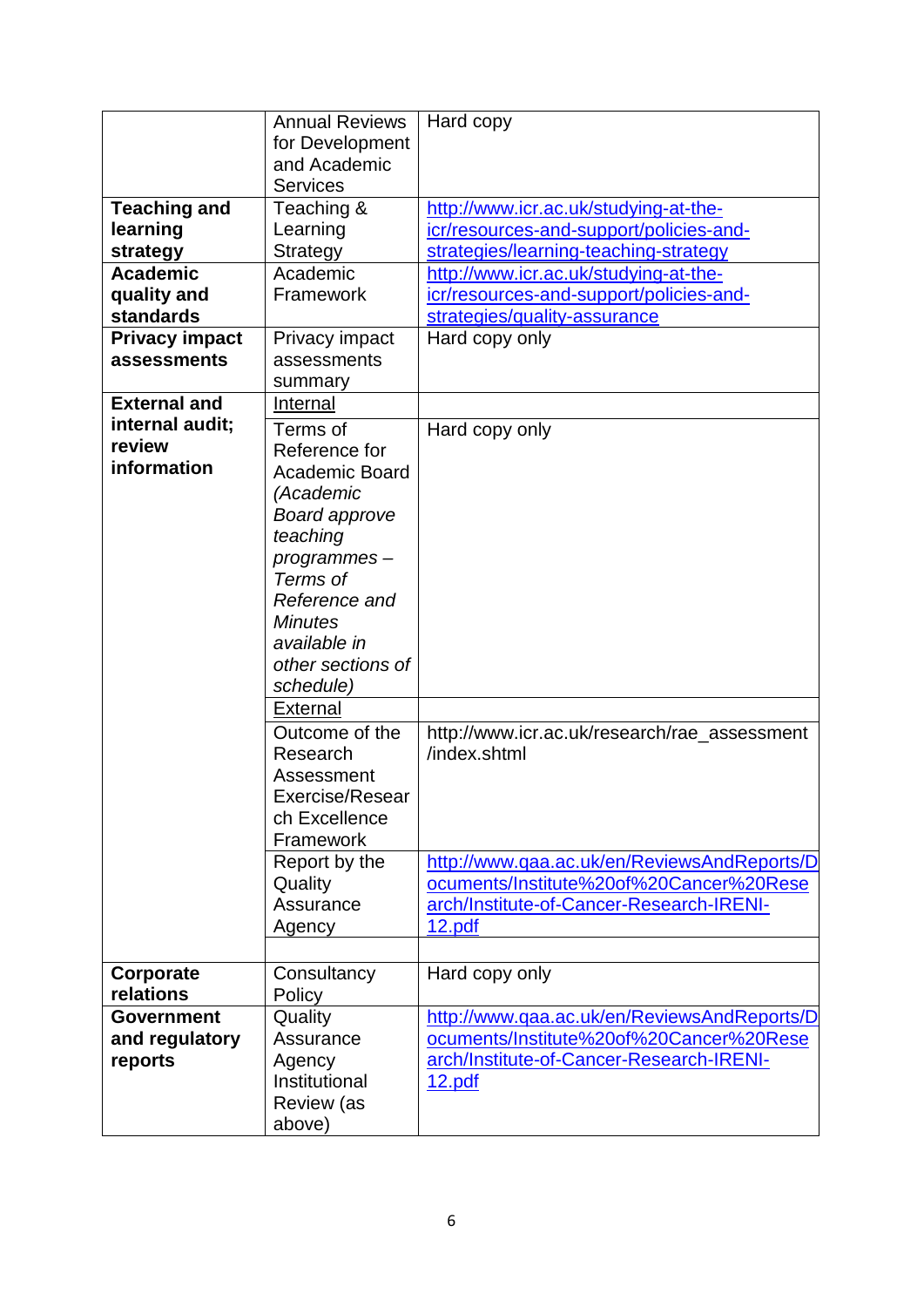| | | |
|---|---|---|
| | Annual Reviews for Development and Academic Services | Hard copy |
| **Teaching and learning strategy** | Teaching & Learning Strategy | http://www.icr.ac.uk/studying-at-the-icr/resources-and-support/policies-and-strategies/learning-teaching-strategy |
| **Academic quality and standards** | Academic Framework | http://www.icr.ac.uk/studying-at-the-icr/resources-and-support/policies-and-strategies/quality-assurance |
| **Privacy impact assessments** | Privacy impact assessments summary | Hard copy only |
| **External and internal audit; review information** | Internal | |
| | Terms of Reference for Academic Board *(Academic Board approve teaching programmes – Terms of Reference and Minutes available in other sections of schedule)* | Hard copy only |
| | External | |
| | Outcome of the Research Assessment Exercise/Research Excellence Framework | http://www.icr.ac.uk/research/rae_assessment/index.shtml |
| | Report by the Quality Assurance Agency | http://www.qaa.ac.uk/en/ReviewsAndReports/Documents/Institute%20of%20Cancer%20Research/Institute-of-Cancer-Research-IRENI-12.pdf |
| | | |
| **Corporate relations** | Consultancy Policy | Hard copy only |
| **Government and regulatory reports** | Quality Assurance Agency Institutional Review (as above) | http://www.qaa.ac.uk/en/ReviewsAndReports/Documents/Institute%20of%20Cancer%20Research/Institute-of-Cancer-Research-IRENI-12.pdf |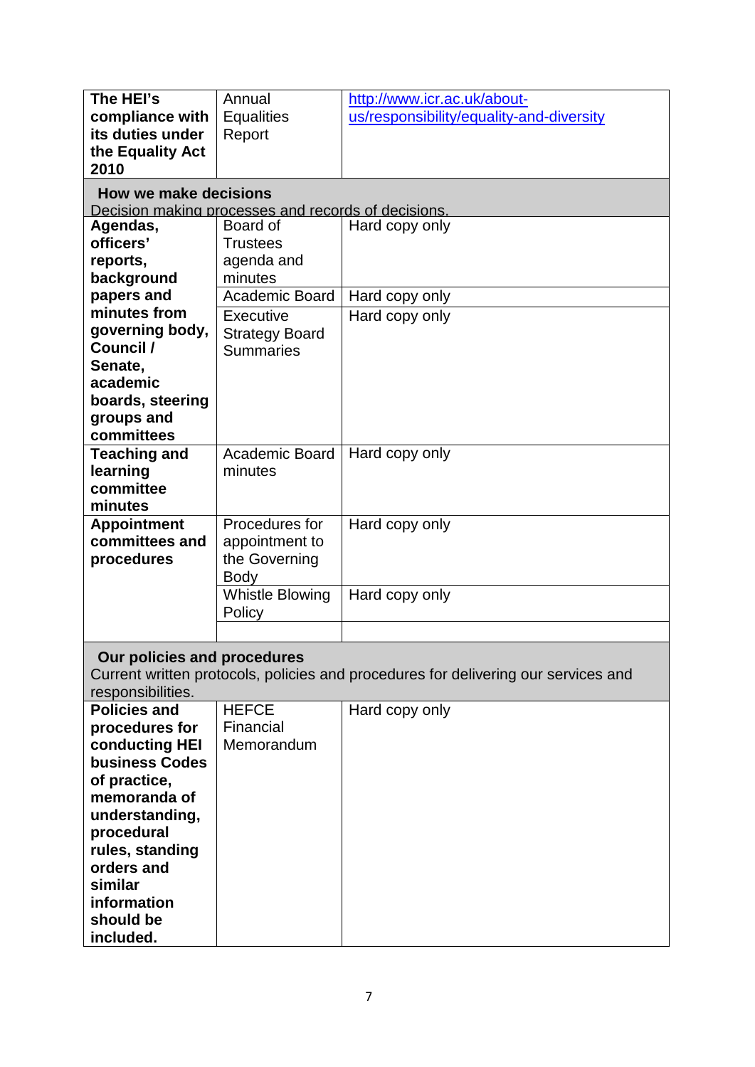| | | |
|---|---|---|
| **The HEI's compliance with its duties under the Equality Act 2010** | Annual Equalities Report | http://www.icr.ac.uk/about-us/responsibility/equality-and-diversity |
| **How we make decisions** Decision making processes and records of decisions. | | |
| **Agendas, officers' reports, background papers and minutes from governing body, Council / Senate, academic boards, steering groups and committees** | Board of Trustees agenda and minutes | Hard copy only |
| | Academic Board | Hard copy only |
| | Executive Strategy Board Summaries | Hard copy only |
| **Teaching and learning committee minutes** | Academic Board minutes | Hard copy only |
| **Appointment committees and procedures** | Procedures for appointment to the Governing Body | Hard copy only |
| | Whistle Blowing Policy | Hard copy only |
| | | |
| **Our policies and procedures** Current written protocols, policies and procedures for delivering our services and responsibilities. | | |
| **Policies and procedures for conducting HEI business Codes of practice, memoranda of understanding, procedural rules, standing orders and similar information should be included.** | HEFCE Financial Memorandum | Hard copy only |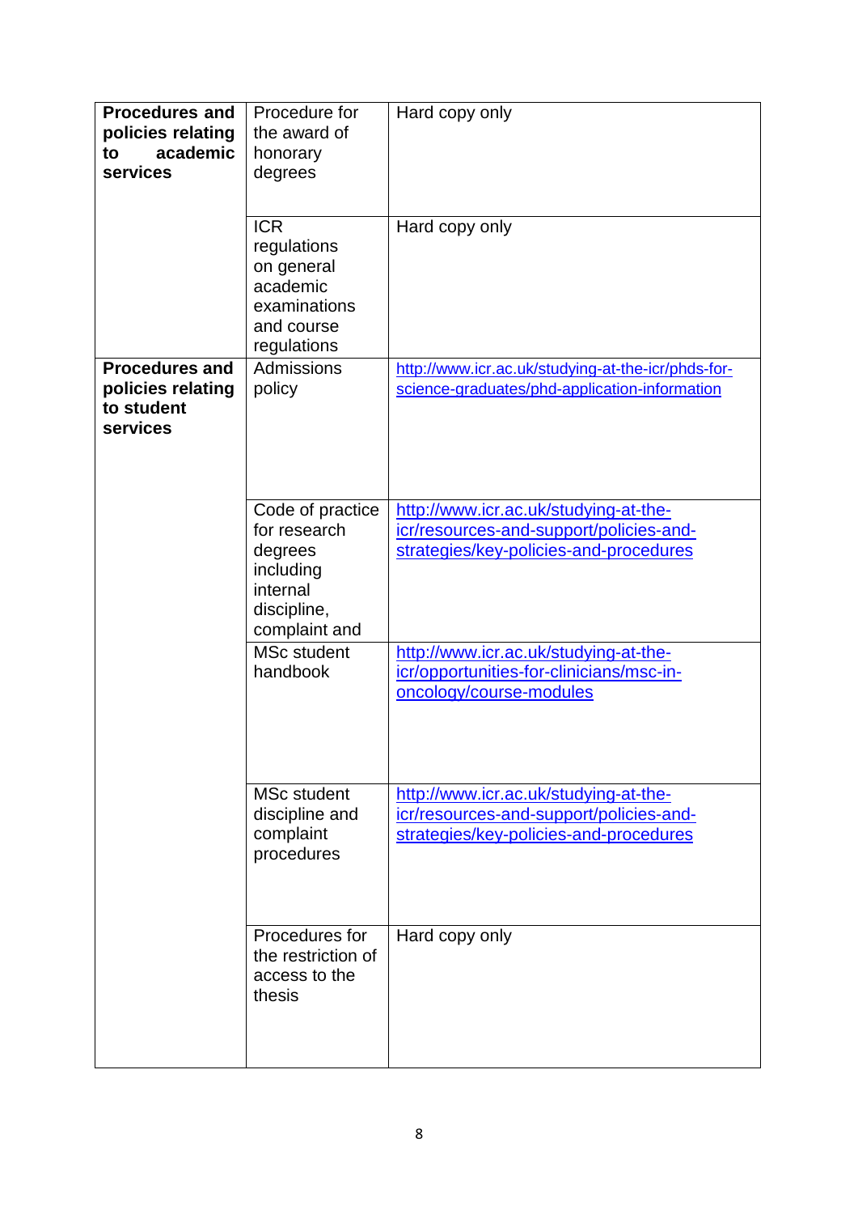| | | |
|---|---|---|
| **Procedures and policies relating to academic services** | Procedure for the award of honorary degrees | Hard copy only |
| | ICR regulations on general academic examinations and course regulations | Hard copy only |
| **Procedures and policies relating to student services** | Admissions policy | http://www.icr.ac.uk/studying-at-the-icr/phds-for-science-graduates/phd-application-information |
| | Code of practice for research degrees including internal discipline, complaint and | http://www.icr.ac.uk/studying-at-the-icr/resources-and-support/policies-and-strategies/key-policies-and-procedures |
| | MSc student handbook | http://www.icr.ac.uk/studying-at-the-icr/opportunities-for-clinicians/msc-in-oncology/course-modules |
| | MSc student discipline and complaint procedures | http://www.icr.ac.uk/studying-at-the-icr/resources-and-support/policies-and-strategies/key-policies-and-procedures |
| | Procedures for the restriction of access to the thesis | Hard copy only |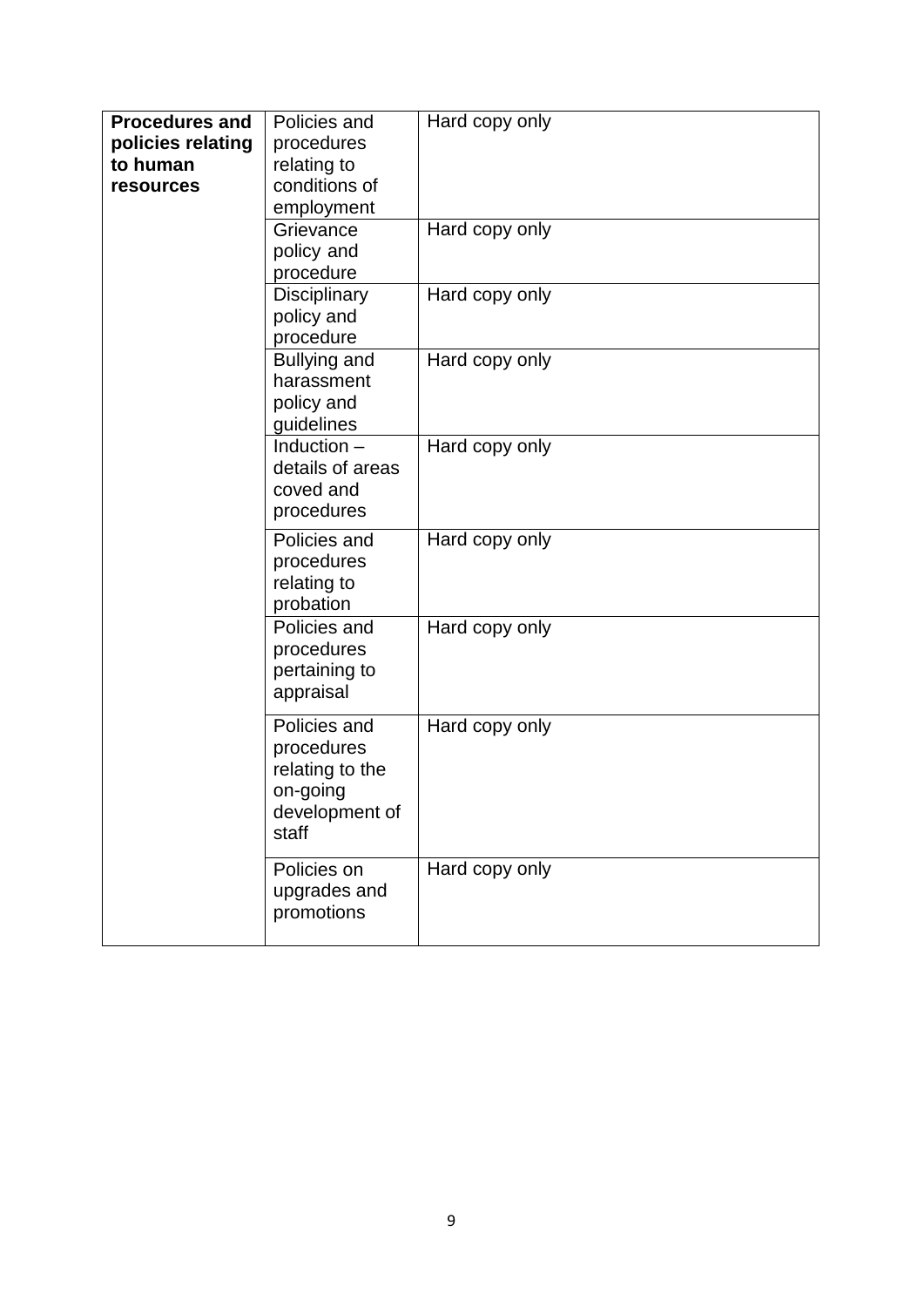| **Procedures and policies relating to human resources** | Policies and procedures relating to conditions of employment | Hard copy only |
|---|---|---|
| | Grievance policy and procedure | Hard copy only |
| | Disciplinary policy and procedure | Hard copy only |
| | Bullying and harassment policy and guidelines | Hard copy only |
| | Induction – details of areas coved and procedures | Hard copy only |
| | Policies and procedures relating to probation | Hard copy only |
| | Policies and procedures pertaining to appraisal | Hard copy only |
| | Policies and procedures relating to the on-going development of staff | Hard copy only |
| | Policies on upgrades and promotions | Hard copy only |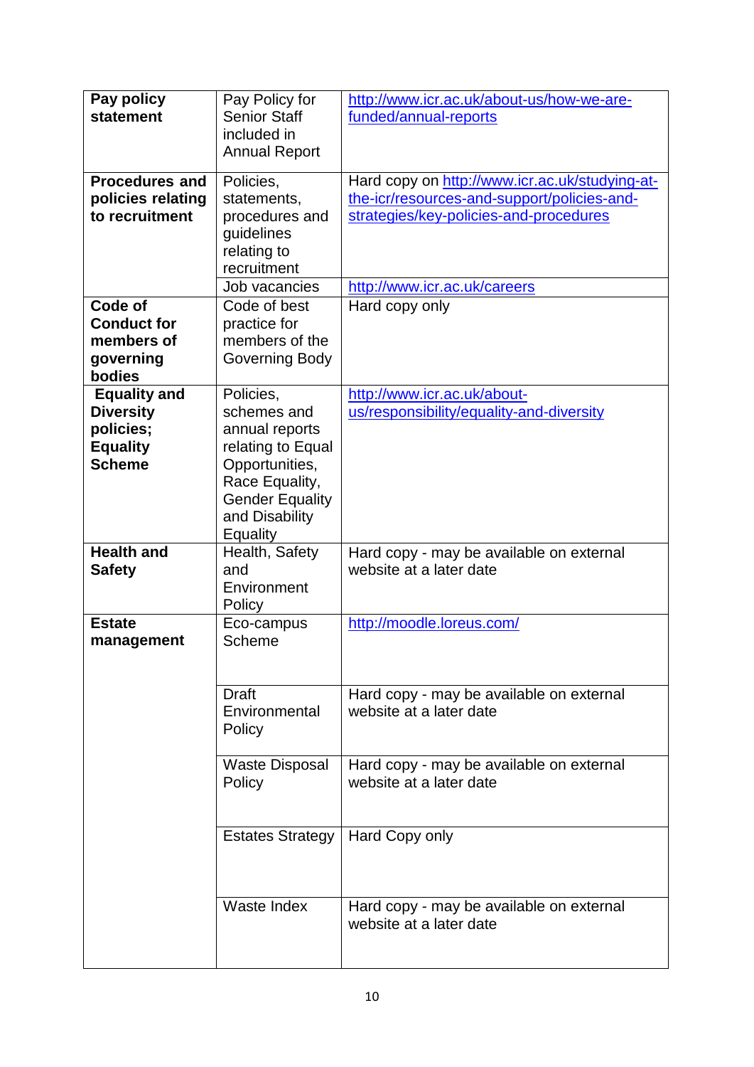| | | |
|---|---|---|
| **Pay policy statement** | Pay Policy for Senior Staff included in Annual Report | http://www.icr.ac.uk/about-us/how-we-are-funded/annual-reports |
| **Procedures and policies relating to recruitment** | Policies, statements, procedures and guidelines relating to recruitment | Hard copy on http://www.icr.ac.uk/studying-at-the-icr/resources-and-support/policies-and-strategies/key-policies-and-procedures |
| | Job vacancies | http://www.icr.ac.uk/careers |
| **Code of Conduct for members of governing bodies** | Code of best practice for members of the Governing Body | Hard copy only |
| **Equality and Diversity policies; Equality Scheme** | Policies, schemes and annual reports relating to Equal Opportunities, Race Equality, Gender Equality and Disability Equality | http://www.icr.ac.uk/about-us/responsibility/equality-and-diversity |
| **Health and Safety** | Health, Safety and Environment Policy | Hard copy - may be available on external website at a later date |
| **Estate management** | Eco-campus Scheme | http://moodle.loreus.com/ |
| | Draft Environmental Policy | Hard copy - may be available on external website at a later date |
| | Waste Disposal Policy | Hard copy - may be available on external website at a later date |
| | Estates Strategy | Hard Copy only |
| | Waste Index | Hard copy - may be available on external website at a later date |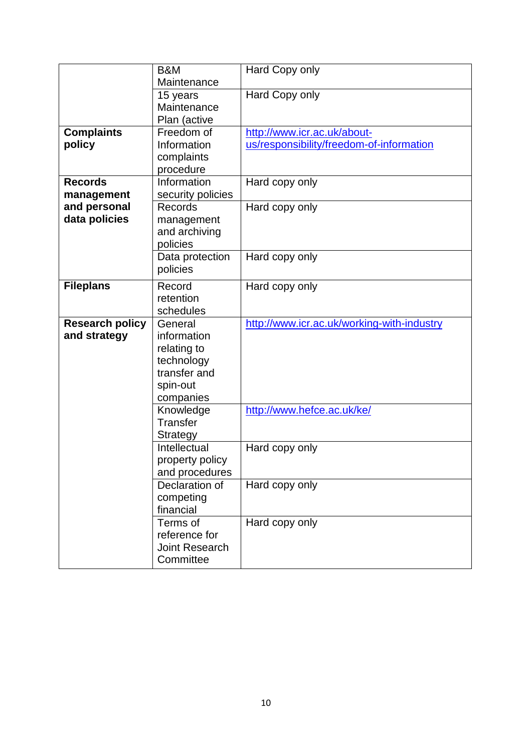| | | |
|---|---|---|
| | B&M Maintenance | Hard Copy only |
| | 15 years Maintenance Plan (active | Hard Copy only |
| **Complaints policy** | Freedom of Information complaints procedure | http://www.icr.ac.uk/about-us/responsibility/freedom-of-information |
| **Records management and personal data policies** | Information security policies | Hard copy only |
| | Records management and archiving policies | Hard copy only |
| | Data protection policies | Hard copy only |
| **Fileplans** | Record retention schedules | Hard copy only |
| **Research policy and strategy** | General information relating to technology transfer and spin-out companies | http://www.icr.ac.uk/working-with-industry |
| | Knowledge Transfer Strategy | http://www.hefce.ac.uk/ke/ |
| | Intellectual property policy and procedures | Hard copy only |
| | Declaration of competing financial | Hard copy only |
| | Terms of reference for Joint Research Committee | Hard copy only |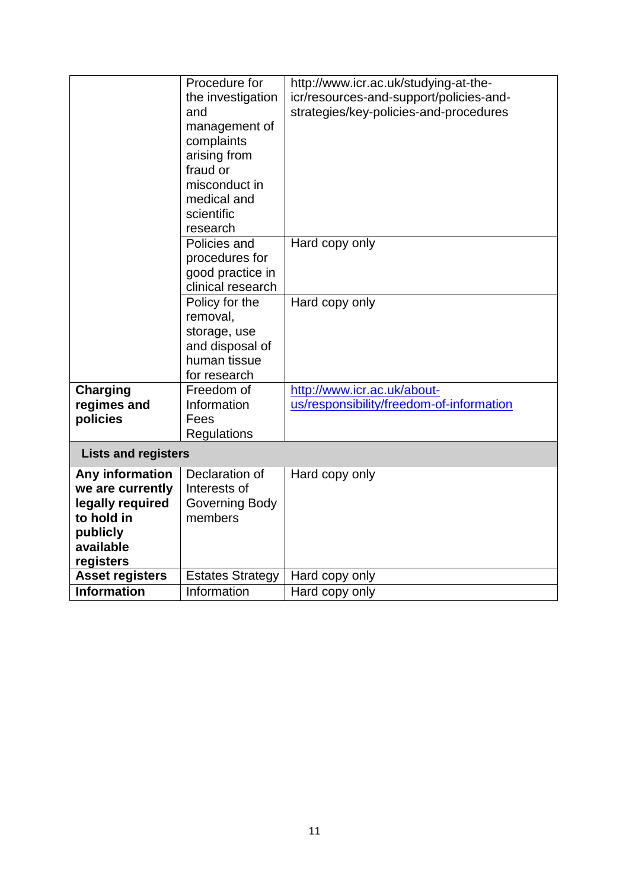| | | |
|---|---|---|
| | Procedure for the investigation and management of complaints arising from fraud or misconduct in medical and scientific research | http://www.icr.ac.uk/studying-at-the-icr/resources-and-support/policies-and-strategies/key-policies-and-procedures |
| | Policies and procedures for good practice in clinical research | Hard copy only |
| | Policy for the removal, storage, use and disposal of human tissue for research | Hard copy only |
| **Charging regimes and policies** | Freedom of Information Fees Regulations | [http://www.icr.ac.uk/about-us/responsibility/freedom-of-information](http://www.icr.ac.uk/about-us/responsibility/freedom-of-information) |
| **Lists and registers** | | |
| **Any information we are currently legally required to hold in publicly available registers** | Declaration of Interests of Governing Body members | Hard copy only |
| **Asset registers** | Estates Strategy | Hard copy only |
| **Information** | Information | Hard copy only |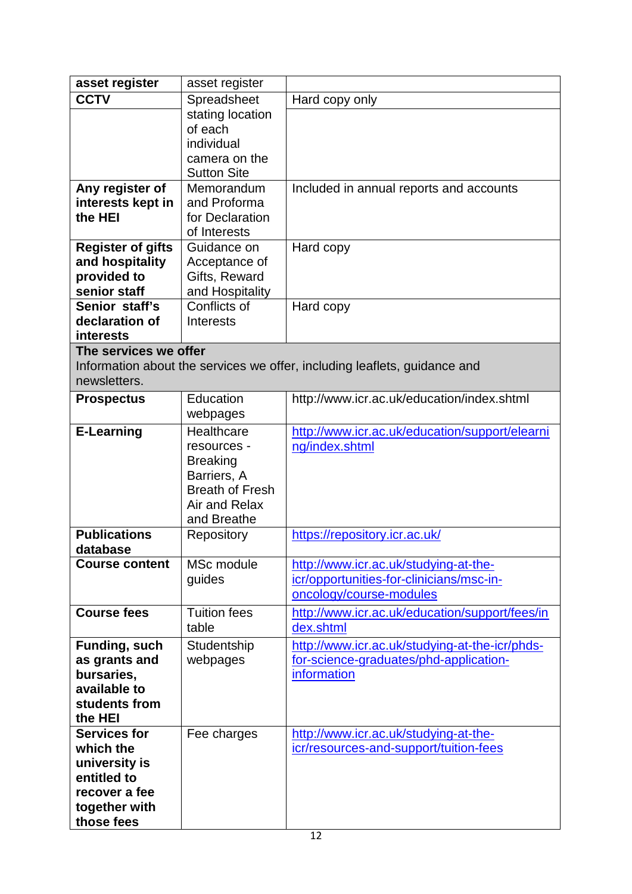| asset register | asset register | |
|---|---|---|
| **CCTV** | Spreadsheet stating location of each individual camera on the Sutton Site | Hard copy only |
| **Any register of interests kept in the HEI** | Memorandum and Proforma for Declaration of Interests | Included in annual reports and accounts |
| **Register of gifts and hospitality provided to senior staff** | Guidance on Acceptance of Gifts, Reward and Hospitality | Hard copy |
| **Senior staff's declaration of interests** | Conflicts of Interests | Hard copy |
| **The services we offer**<br>Information about the services we offer, including leaflets, guidance and newsletters. | | |
| **Prospectus** | Education webpages | http://www.icr.ac.uk/education/index.shtml |
| **E-Learning** | Healthcare resources - Breaking Barriers, A Breath of Fresh Air and Relax and Breathe | http://www.icr.ac.uk/education/support/elearning/index.shtml |
| **Publications database** | Repository | https://repository.icr.ac.uk/ |
| **Course content** | MSc module guides | http://www.icr.ac.uk/studying-at-the-icr/opportunities-for-clinicians/msc-in-oncology/course-modules |
| **Course fees** | Tuition fees table | http://www.icr.ac.uk/education/support/fees/index.shtml |
| **Funding, such as grants and bursaries, available to students from the HEI** | Studentship webpages | http://www.icr.ac.uk/studying-at-the-icr/phds-for-science-graduates/phd-application-information |
| **Services for which the university is entitled to recover a fee together with those fees** | Fee charges | http://www.icr.ac.uk/studying-at-the-icr/resources-and-support/tuition-fees |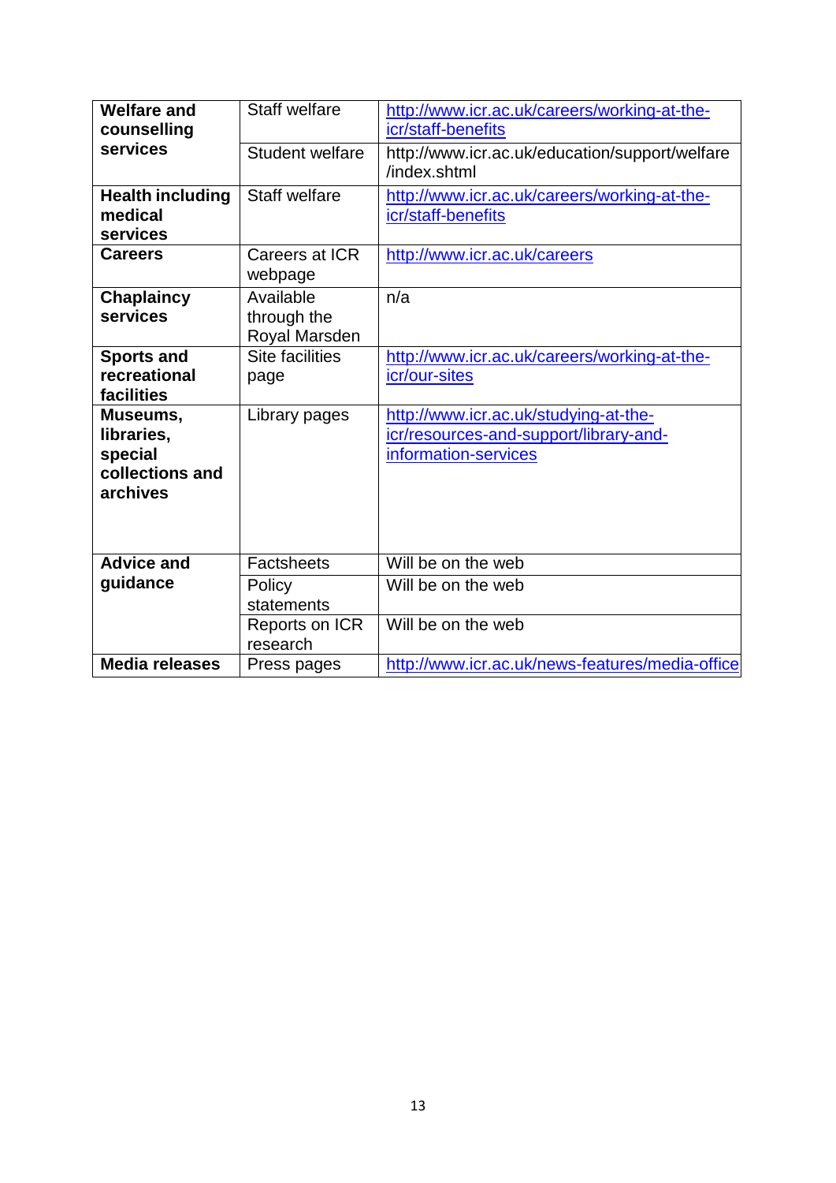| | | |
|---|---|---|
| **Welfare and counselling services** | Staff welfare | http://www.icr.ac.uk/careers/working-at-the-icr/staff-benefits |
| | Student welfare | http://www.icr.ac.uk/education/support/welfare/index.shtml |
| **Health including medical services** | Staff welfare | http://www.icr.ac.uk/careers/working-at-the-icr/staff-benefits |
| **Careers** | Careers at ICR webpage | http://www.icr.ac.uk/careers |
| **Chaplaincy services** | Available through the Royal Marsden | n/a |
| **Sports and recreational facilities** | Site facilities page | http://www.icr.ac.uk/careers/working-at-the-icr/our-sites |
| **Museums, libraries, special collections and archives** | Library pages | http://www.icr.ac.uk/studying-at-the-icr/resources-and-support/library-and-information-services |
| **Advice and guidance** | Factsheets | Will be on the web |
| | Policy statements | Will be on the web |
| | Reports on ICR research | Will be on the web |
| **Media releases** | Press pages | http://www.icr.ac.uk/news-features/media-office |